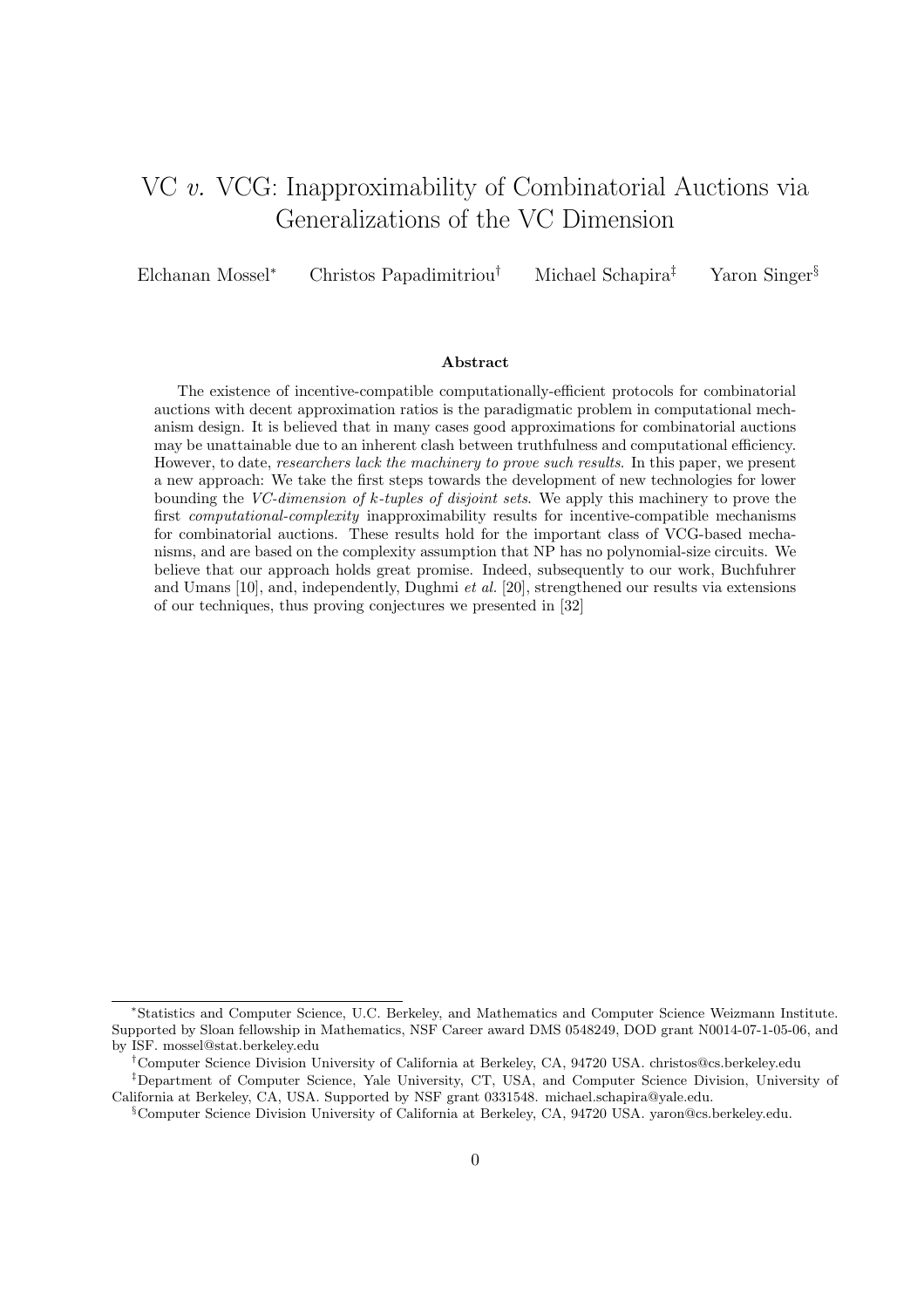# VC *v.* VCG: Inapproximability of Combinatorial Auctions via Generalizations of the VC Dimension

Elchanan Mossel[*] Christos Papadimitriou[†] Michael Schapira[‡] Yaron Singer[§]

### Abstract

The existence of incentive-compatible computationally-efficient protocols for combinatorial auctions with decent approximation ratios is the paradigmatic problem in computational mechanism design. It is believed that in many cases good approximations for combinatorial auctions may be unattainable due to an inherent clash between truthfulness and computational efficiency. However, to date, *researchers lack the machinery to prove such results*. In this paper, we present a new approach: We take the first steps towards the development of new technologies for lower bounding the *VC-dimension of k-tuples of disjoint sets*. We apply this machinery to prove the first *computational-complexity* inapproximability results for incentive-compatible mechanisms for combinatorial auctions. These results hold for the important class of VCG-based mechanisms, and are based on the complexity assumption that NP has no polynomial-size circuits. We believe that our approach holds great promise. Indeed, subsequently to our work, Buchfuhrer and Umans [10], and, independently, Dughmi *et al.* [20], strengthened our results via extensions of our techniques, thus proving conjectures we presented in [32]

---

[*] Statistics and Computer Science, U.C. Berkeley, and Mathematics and Computer Science Weizmann Institute. Supported by Sloan fellowship in Mathematics, NSF Career award DMS 0548249, DOD grant N0014-07-1-05-06, and by ISF. mossel@stat.berkeley.edu

[†] Computer Science Division University of California at Berkeley, CA, 94720 USA. christos@cs.berkeley.edu

[‡] Department of Computer Science, Yale University, CT, USA, and Computer Science Division, University of California at Berkeley, CA, USA. Supported by NSF grant 0331548. michael.schapira@yale.edu.

[§] Computer Science Division University of California at Berkeley, CA, 94720 USA. yaron@cs.berkeley.edu.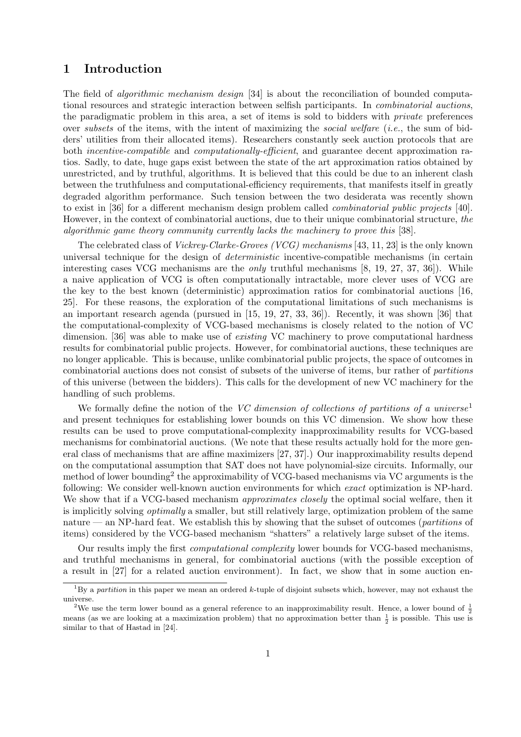# 1 Introduction

The field of *algorithmic mechanism design* [34] is about the reconciliation of bounded computational resources and strategic interaction between selfish participants. In *combinatorial auctions*, the paradigmatic problem in this area, a set of items is sold to bidders with *private* preferences over *subsets* of the items, with the intent of maximizing the *social welfare* (*i.e.*, the sum of bidders' utilities from their allocated items). Researchers constantly seek auction protocols that are both *incentive-compatible* and *computationally-efficient*, and guarantee decent approximation ratios. Sadly, to date, huge gaps exist between the state of the art approximation ratios obtained by unrestricted, and by truthful, algorithms. It is believed that this could be due to an inherent clash between the truthfulness and computational-efficiency requirements, that manifests itself in greatly degraded algorithm performance. Such tension between the two desiderata was recently shown to exist in [36] for a different mechanism design problem called *combinatorial public projects* [40]. However, in the context of combinatorial auctions, due to their unique combinatorial structure, *the algorithmic game theory community currently lacks the machinery to prove this* [38].

The celebrated class of *Vickrey-Clarke-Groves (VCG) mechanisms* [43, 11, 23] is the only known universal technique for the design of *deterministic* incentive-compatible mechanisms (in certain interesting cases VCG mechanisms are the *only* truthful mechanisms [8, 19, 27, 37, 36]). While a naive application of VCG is often computationally intractable, more clever uses of VCG are the key to the best known (deterministic) approximation ratios for combinatorial auctions [16, 25]. For these reasons, the exploration of the computational limitations of such mechanisms is an important research agenda (pursued in [15, 19, 27, 33, 36]). Recently, it was shown [36] that the computational-complexity of VCG-based mechanisms is closely related to the notion of VC dimension. [36] was able to make use of *existing* VC machinery to prove computational hardness results for combinatorial public projects. However, for combinatorial auctions, these techniques are no longer applicable. This is because, unlike combinatorial public projects, the space of outcomes in combinatorial auctions does not consist of subsets of the universe of items, bur rather of *partitions* of this universe (between the bidders). This calls for the development of new VC machinery for the handling of such problems.

We formally define the notion of the *VC dimension of collections of partitions of a universe*[1] and present techniques for establishing lower bounds on this VC dimension. We show how these results can be used to prove computational-complexity inapproximability results for VCG-based mechanisms for combinatorial auctions. (We note that these results actually hold for the more general class of mechanisms that are affine maximizers [27, 37].) Our inapproximability results depend on the computational assumption that SAT does not have polynomial-size circuits. Informally, our method of lower bounding[2] the approximability of VCG-based mechanisms via VC arguments is the following: We consider well-known auction environments for which *exact* optimization is NP-hard. We show that if a VCG-based mechanism *approximates closely* the optimal social welfare, then it is implicitly solving *optimally* a smaller, but still relatively large, optimization problem of the same nature — an NP-hard feat. We establish this by showing that the subset of outcomes (*partitions* of items) considered by the VCG-based mechanism "shatters" a relatively large subset of the items.

Our results imply the first *computational complexity* lower bounds for VCG-based mechanisms, and truthful mechanisms in general, for combinatorial auctions (with the possible exception of a result in [27] for a related auction environment). In fact, we show that in some auction en-

---

[1] By a *partition* in this paper we mean an ordered $k$-tuple of disjoint subsets which, however, may not exhaust the universe.

[2] We use the term lower bound as a general reference to an inapproximability result. Hence, a lower bound of $\frac{1}{2}$ means (as we are looking at a maximization problem) that no approximation better than $\frac{1}{2}$ is possible. This use is similar to that of Hastad in [24].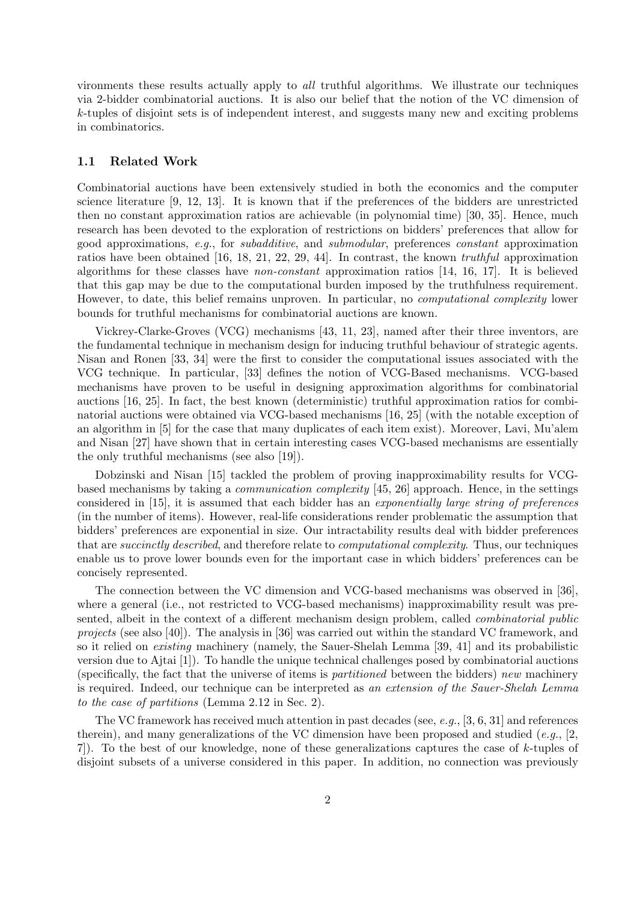vironments these results actually apply to *all* truthful algorithms. We illustrate our techniques via 2-bidder combinatorial auctions. It is also our belief that the notion of the VC dimension of $k$-tuples of disjoint sets is of independent interest, and suggests many new and exciting problems in combinatorics.

### 1.1 Related Work

Combinatorial auctions have been extensively studied in both the economics and the computer science literature [9, 12, 13]. It is known that if the preferences of the bidders are unrestricted then no constant approximation ratios are achievable (in polynomial time) [30, 35]. Hence, much research has been devoted to the exploration of restrictions on bidders' preferences that allow for good approximations, *e.g.*, for *subadditive*, and *submodular*, preferences *constant* approximation ratios have been obtained [16, 18, 21, 22, 29, 44]. In contrast, the known *truthful* approximation algorithms for these classes have *non-constant* approximation ratios [14, 16, 17]. It is believed that this gap may be due to the computational burden imposed by the truthfulness requirement. However, to date, this belief remains unproven. In particular, no *computational complexity* lower bounds for truthful mechanisms for combinatorial auctions are known.

Vickrey-Clarke-Groves (VCG) mechanisms [43, 11, 23], named after their three inventors, are the fundamental technique in mechanism design for inducing truthful behaviour of strategic agents. Nisan and Ronen [33, 34] were the first to consider the computational issues associated with the VCG technique. In particular, [33] defines the notion of VCG-Based mechanisms. VCG-based mechanisms have proven to be useful in designing approximation algorithms for combinatorial auctions [16, 25]. In fact, the best known (deterministic) truthful approximation ratios for combinatorial auctions were obtained via VCG-based mechanisms [16, 25] (with the notable exception of an algorithm in [5] for the case that many duplicates of each item exist). Moreover, Lavi, Mu'alem and Nisan [27] have shown that in certain interesting cases VCG-based mechanisms are essentially the only truthful mechanisms (see also [19]).

Dobzinski and Nisan [15] tackled the problem of proving inapproximability results for VCG-based mechanisms by taking a *communication complexity* [45, 26] approach. Hence, in the settings considered in [15], it is assumed that each bidder has an *exponentially large string of preferences* (in the number of items). However, real-life considerations render problematic the assumption that bidders' preferences are exponential in size. Our intractability results deal with bidder preferences that are *succinctly described*, and therefore relate to *computational complexity*. Thus, our techniques enable us to prove lower bounds even for the important case in which bidders' preferences can be concisely represented.

The connection between the VC dimension and VCG-based mechanisms was observed in [36], where a general (i.e., not restricted to VCG-based mechanisms) inapproximability result was presented, albeit in the context of a different mechanism design problem, called *combinatorial public projects* (see also [40]). The analysis in [36] was carried out within the standard VC framework, and so it relied on *existing* machinery (namely, the Sauer-Shelah Lemma [39, 41] and its probabilistic version due to Ajtai [1]). To handle the unique technical challenges posed by combinatorial auctions (specifically, the fact that the universe of items is *partitioned* between the bidders) *new* machinery is required. Indeed, our technique can be interpreted as *an extension of the Sauer-Shelah Lemma to the case of partitions* (Lemma 2.12 in Sec. 2).

The VC framework has received much attention in past decades (see, *e.g.*, [3, 6, 31] and references therein), and many generalizations of the VC dimension have been proposed and studied (*e.g.*, [2, 7]). To the best of our knowledge, none of these generalizations captures the case of $k$-tuples of disjoint subsets of a universe considered in this paper. In addition, no connection was previously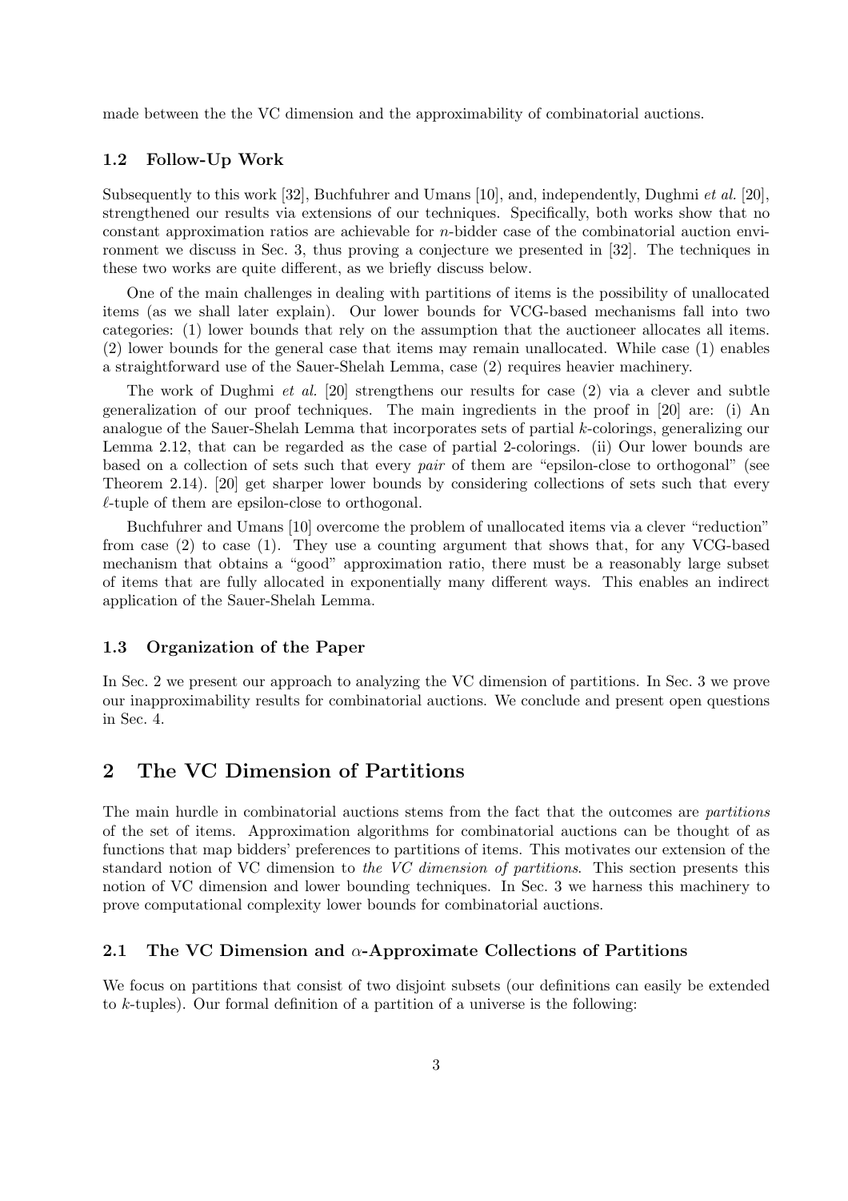made between the the VC dimension and the approximability of combinatorial auctions.

### 1.2 Follow-Up Work

Subsequently to this work [32], Buchfuhrer and Umans [10], and, independently, Dughmi *et al.* [20], strengthened our results via extensions of our techniques. Specifically, both works show that no constant approximation ratios are achievable for $n$-bidder case of the combinatorial auction environment we discuss in Sec. 3, thus proving a conjecture we presented in [32]. The techniques in these two works are quite different, as we briefly discuss below.

One of the main challenges in dealing with partitions of items is the possibility of unallocated items (as we shall later explain). Our lower bounds for VCG-based mechanisms fall into two categories: (1) lower bounds that rely on the assumption that the auctioneer allocates all items. (2) lower bounds for the general case that items may remain unallocated. While case (1) enables a straightforward use of the Sauer-Shelah Lemma, case (2) requires heavier machinery.

The work of Dughmi *et al.* [20] strengthens our results for case (2) via a clever and subtle generalization of our proof techniques. The main ingredients in the proof in [20] are: (i) An analogue of the Sauer-Shelah Lemma that incorporates sets of partial $k$-colorings, generalizing our Lemma 2.12, that can be regarded as the case of partial 2-colorings. (ii) Our lower bounds are based on a collection of sets such that every *pair* of them are "epsilon-close to orthogonal" (see Theorem 2.14). [20] get sharper lower bounds by considering collections of sets such that every $\ell$-tuple of them are epsilon-close to orthogonal.

Buchfuhrer and Umans [10] overcome the problem of unallocated items via a clever "reduction" from case (2) to case (1). They use a counting argument that shows that, for any VCG-based mechanism that obtains a "good" approximation ratio, there must be a reasonably large subset of items that are fully allocated in exponentially many different ways. This enables an indirect application of the Sauer-Shelah Lemma.

### 1.3 Organization of the Paper

In Sec. 2 we present our approach to analyzing the VC dimension of partitions. In Sec. 3 we prove our inapproximability results for combinatorial auctions. We conclude and present open questions in Sec. 4.

## 2 The VC Dimension of Partitions

The main hurdle in combinatorial auctions stems from the fact that the outcomes are *partitions* of the set of items. Approximation algorithms for combinatorial auctions can be thought of as functions that map bidders' preferences to partitions of items. This motivates our extension of the standard notion of VC dimension to *the VC dimension of partitions*. This section presents this notion of VC dimension and lower bounding techniques. In Sec. 3 we harness this machinery to prove computational complexity lower bounds for combinatorial auctions.

### 2.1 The VC Dimension and $\alpha$-Approximate Collections of Partitions

We focus on partitions that consist of two disjoint subsets (our definitions can easily be extended to $k$-tuples). Our formal definition of a partition of a universe is the following: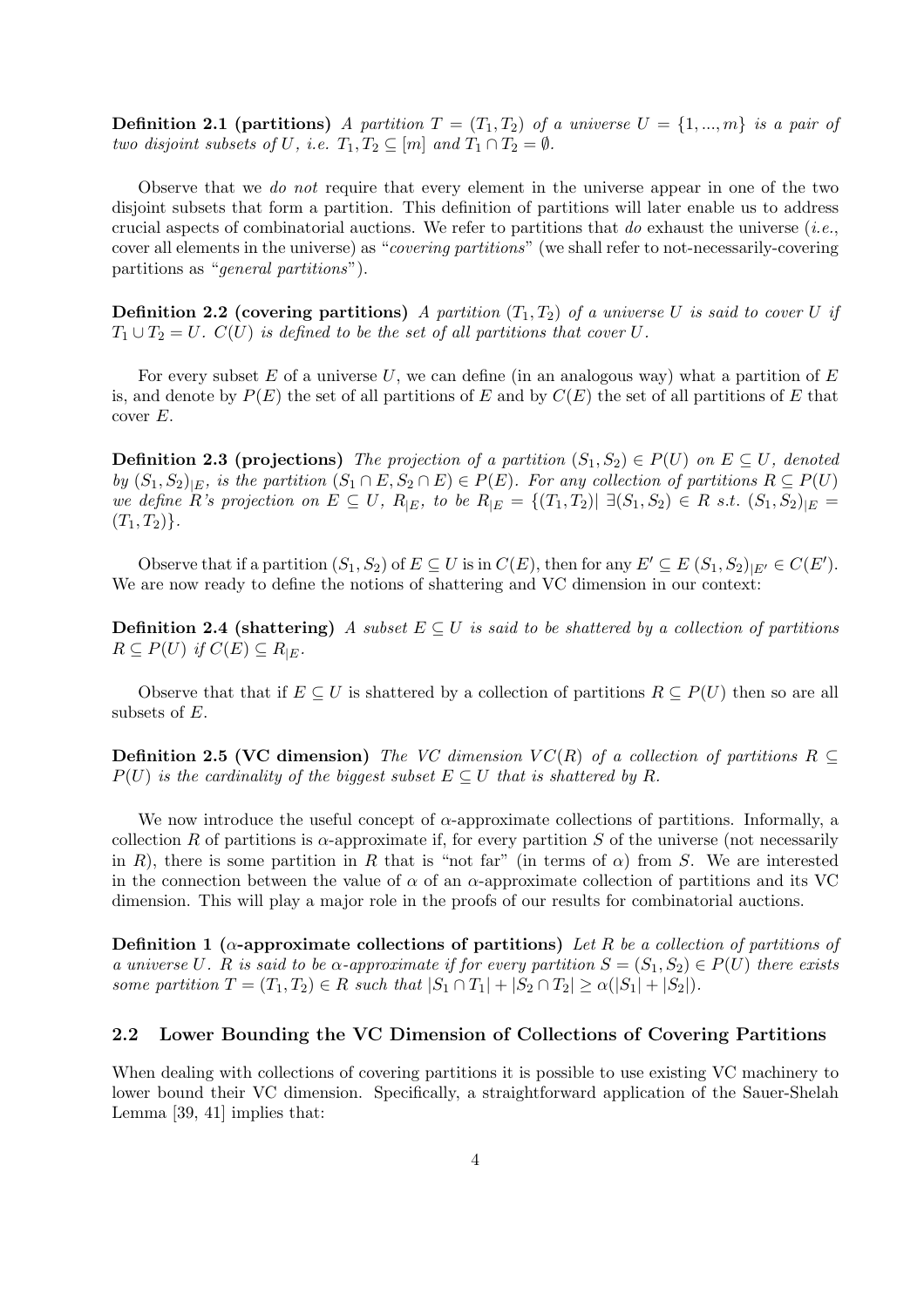**Definition 2.1 (partitions)** *A partition $T = (T_1, T_2)$ of a universe $U = \{1, ..., m\}$ is a pair of two disjoint subsets of $U$, i.e. $T_1, T_2 \subseteq [m]$ and $T_1 \cap T_2 = \emptyset$.*

Observe that we *do not* require that every element in the universe appear in one of the two disjoint subsets that form a partition. This definition of partitions will later enable us to address crucial aspects of combinatorial auctions. We refer to partitions that *do* exhaust the universe (*i.e.*, cover all elements in the universe) as "*covering partitions*" (we shall refer to not-necessarily-covering partitions as "*general partitions*").

**Definition 2.2 (covering partitions)** *A partition $(T_1, T_2)$ of a universe $U$ is said to cover $U$ if $T_1 \cup T_2 = U$. $C(U)$ is defined to be the set of all partitions that cover $U$.*

For every subset $E$ of a universe $U$, we can define (in an analogous way) what a partition of $E$ is, and denote by $P(E)$ the set of all partitions of $E$ and by $C(E)$ the set of all partitions of $E$ that cover $E$.

**Definition 2.3 (projections)** *The projection of a partition $(S_1, S_2) \in P(U)$ on $E \subseteq U$, denoted by $(S_1, S_2)_{|E}$, is the partition $(S_1 \cap E, S_2 \cap E) \in P(E)$. For any collection of partitions $R \subseteq P(U)$ we define $R$'s projection on $E \subseteq U$, $R_{|E}$, to be $R_{|E} = \{(T_1, T_2) | \; \exists (S_1, S_2) \in R \text{ s.t. } (S_1, S_2)_{|E} = (T_1, T_2)\}$.*

Observe that if a partition $(S_1, S_2)$ of $E \subseteq U$ is in $C(E)$, then for any $E' \subseteq E$ $(S_1, S_2)_{|E'} \in C(E')$. We are now ready to define the notions of shattering and VC dimension in our context:

**Definition 2.4 (shattering)** *A subset $E \subseteq U$ is said to be shattered by a collection of partitions $R \subseteq P(U)$ if $C(E) \subseteq R_{|E}$.*

Observe that that if $E \subseteq U$ is shattered by a collection of partitions $R \subseteq P(U)$ then so are all subsets of $E$.

**Definition 2.5 (VC dimension)** *The VC dimension $VC(R)$ of a collection of partitions $R \subseteq P(U)$ is the cardinality of the biggest subset $E \subseteq U$ that is shattered by $R$.*

We now introduce the useful concept of $\alpha$-approximate collections of partitions. Informally, a collection $R$ of partitions is $\alpha$-approximate if, for every partition $S$ of the universe (not necessarily in $R$), there is some partition in $R$ that is "not far" (in terms of $\alpha$) from $S$. We are interested in the connection between the value of $\alpha$ of an $\alpha$-approximate collection of partitions and its VC dimension. This will play a major role in the proofs of our results for combinatorial auctions.

**Definition 1 ($\alpha$-approximate collections of partitions)** *Let $R$ be a collection of partitions of a universe $U$. $R$ is said to be $\alpha$-approximate if for every partition $S = (S_1, S_2) \in P(U)$ there exists some partition $T = (T_1, T_2) \in R$ such that $|S_1 \cap T_1| + |S_2 \cap T_2| \geq \alpha(|S_1| + |S_2|)$.*

## 2.2 Lower Bounding the VC Dimension of Collections of Covering Partitions

When dealing with collections of covering partitions it is possible to use existing VC machinery to lower bound their VC dimension. Specifically, a straightforward application of the Sauer-Shelah Lemma [39, 41] implies that: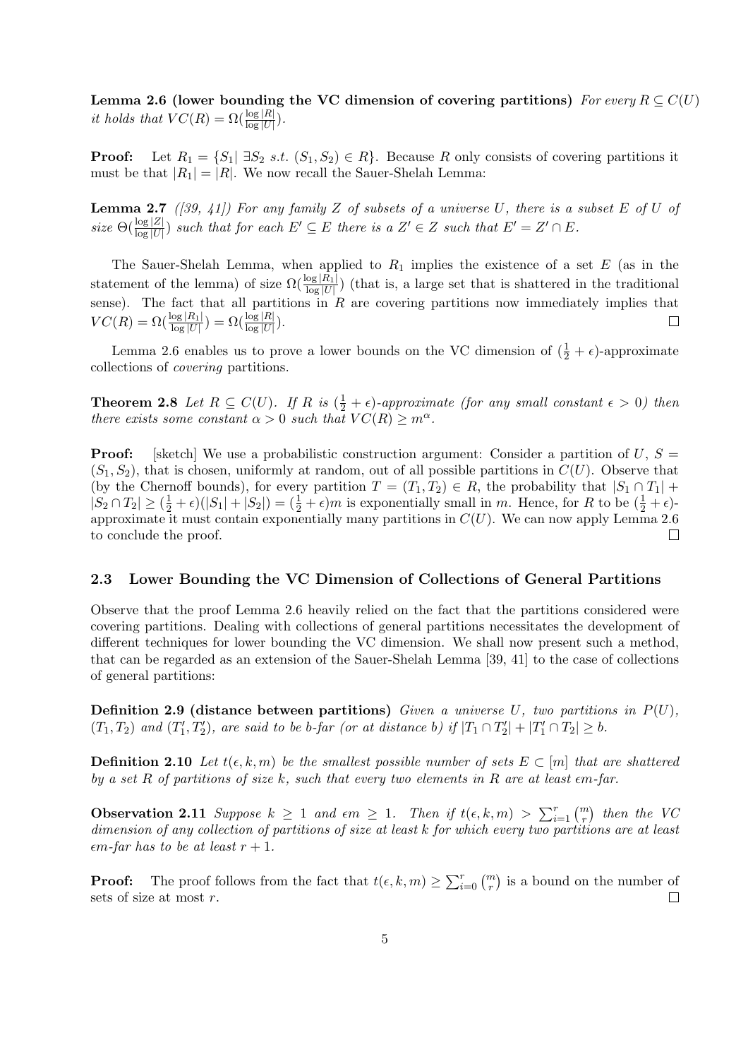**Lemma 2.6 (lower bounding the VC dimension of covering partitions)** *For every $R \subseteq C(U)$ it holds that $VC(R) = \Omega(\frac{\log |R|}{\log |U|})$.*

**Proof:** Let $R_1 = \{S_1 | \exists S_2 \ s.t. \ (S_1, S_2) \in R\}$. Because $R$ only consists of covering partitions it must be that $|R_1| = |R|$. We now recall the Sauer-Shelah Lemma:

**Lemma 2.7** *([39, 41]) For any family $Z$ of subsets of a universe $U$, there is a subset $E$ of $U$ of size $\Theta(\frac{\log |Z|}{\log |U|})$ such that for each $E' \subseteq E$ there is a $Z' \in Z$ such that $E' = Z' \cap E$.*

The Sauer-Shelah Lemma, when applied to $R_1$ implies the existence of a set $E$ (as in the statement of the lemma) of size $\Omega(\frac{\log |R_1|}{\log |U|})$ (that is, a large set that is shattered in the traditional sense). The fact that all partitions in $R$ are covering partitions now immediately implies that $VC(R) = \Omega(\frac{\log |R_1|}{\log |U|}) = \Omega(\frac{\log |R|}{\log |U|})$. □

Lemma 2.6 enables us to prove a lower bounds on the VC dimension of $(\frac{1}{2} + \epsilon)$-approximate collections of *covering* partitions.

**Theorem 2.8** *Let $R \subseteq C(U)$. If $R$ is $(\frac{1}{2} + \epsilon)$-approximate (for any small constant $\epsilon > 0$) then there exists some constant $\alpha > 0$ such that $VC(R) \geq m^{\alpha}$.*

**Proof:** [sketch] We use a probabilistic construction argument: Consider a partition of $U$, $S = (S_1, S_2)$, that is chosen, uniformly at random, out of all possible partitions in $C(U)$. Observe that (by the Chernoff bounds), for every partition $T = (T_1, T_2) \in R$, the probability that $|S_1 \cap T_1| + |S_2 \cap T_2| \geq (\frac{1}{2} + \epsilon)(|S_1| + |S_2|) = (\frac{1}{2} + \epsilon)m$ is exponentially small in $m$. Hence, for $R$ to be $(\frac{1}{2} + \epsilon)$-approximate it must contain exponentially many partitions in $C(U)$. We can now apply Lemma 2.6 to conclude the proof. □

### 2.3 Lower Bounding the VC Dimension of Collections of General Partitions

Observe that the proof Lemma 2.6 heavily relied on the fact that the partitions considered were covering partitions. Dealing with collections of general partitions necessitates the development of different techniques for lower bounding the VC dimension. We shall now present such a method, that can be regarded as an extension of the Sauer-Shelah Lemma [39, 41] to the case of collections of general partitions:

**Definition 2.9 (distance between partitions)** *Given a universe $U$, two partitions in $P(U)$, $(T_1, T_2)$ and $(T_1', T_2')$, are said to be $b$-far (or at distance $b$) if $|T_1 \cap T_2'| + |T_1' \cap T_2| \geq b$.*

**Definition 2.10** *Let $t(\epsilon, k, m)$ be the smallest possible number of sets $E \subset [m]$ that are shattered by a set $R$ of partitions of size $k$, such that every two elements in $R$ are at least $\epsilon m$-far.*

**Observation 2.11** *Suppose $k \geq 1$ and $\epsilon m \geq 1$. Then if $t(\epsilon, k, m) > \sum_{i=1}^{r} \binom{m}{r}$ then the VC dimension of any collection of partitions of size at least $k$ for which every two partitions are at least $\epsilon m$-far has to be at least $r + 1$.*

**Proof:** The proof follows from the fact that $t(\epsilon, k, m) \geq \sum_{i=0}^{r} \binom{m}{r}$ is a bound on the number of sets of size at most $r$. □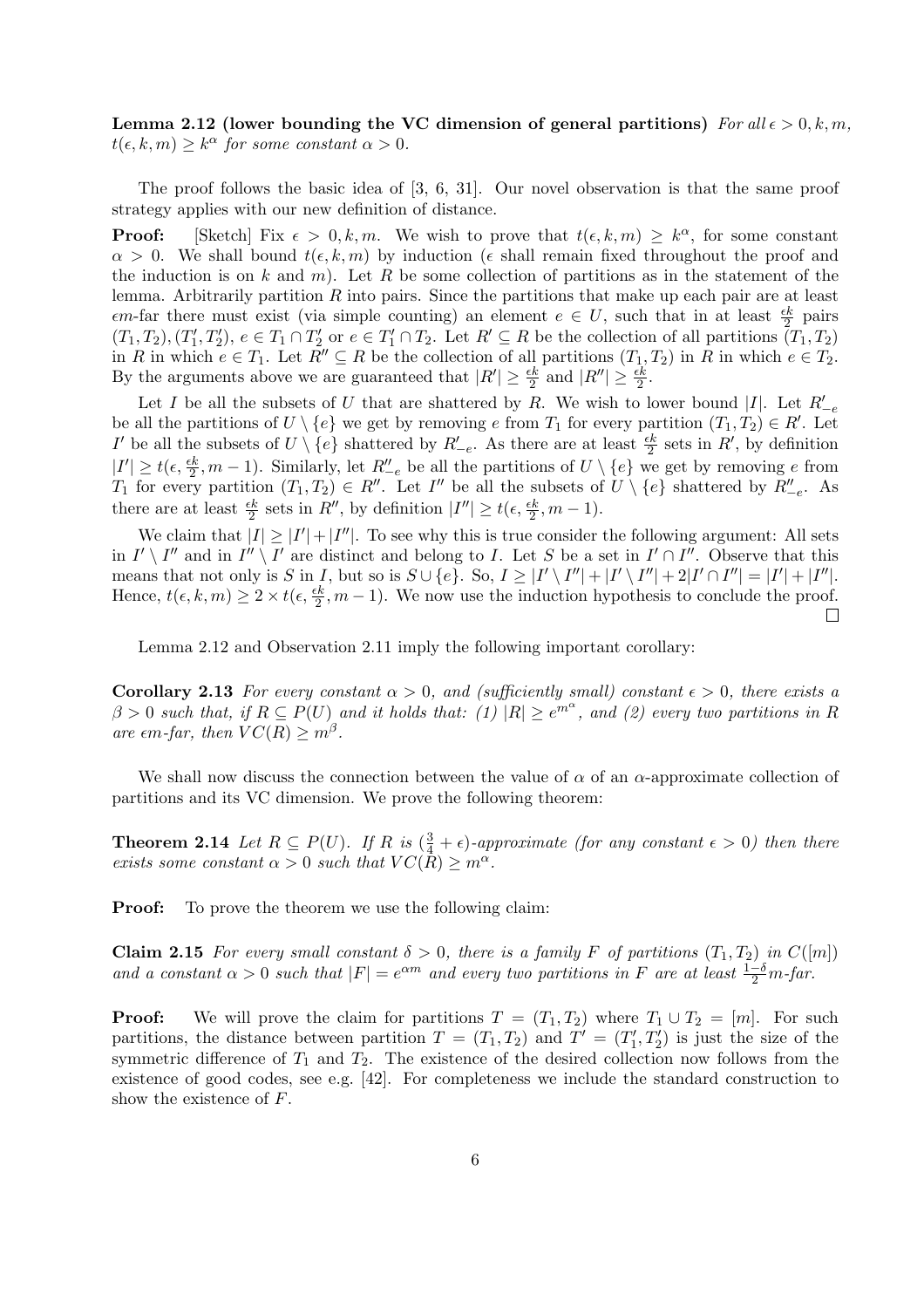**Lemma 2.12 (lower bounding the VC dimension of general partitions)** *For all $\epsilon > 0, k, m$, $t(\epsilon, k, m) \geq k^{\alpha}$ for some constant $\alpha > 0$.*

The proof follows the basic idea of [3, 6, 31]. Our novel observation is that the same proof strategy applies with our new definition of distance.

**Proof:** [Sketch] Fix $\epsilon > 0, k, m$. We wish to prove that $t(\epsilon, k, m) \geq k^{\alpha}$, for some constant $\alpha > 0$. We shall bound $t(\epsilon, k, m)$ by induction ($\epsilon$ shall remain fixed throughout the proof and the induction is on $k$ and $m$). Let $R$ be some collection of partitions as in the statement of the lemma. Arbitrarily partition $R$ into pairs. Since the partitions that make up each pair are at least $\epsilon m$-far there must exist (via simple counting) an element $e \in U$, such that in at least $\frac{\epsilon k}{2}$ pairs $(T_1, T_2), (T_1', T_2')$, $e \in T_1 \cap T_2'$ or $e \in T_1' \cap T_2$. Let $R' \subseteq R$ be the collection of all partitions $(T_1, T_2)$ in $R$ in which $e \in T_1$. Let $R'' \subseteq R$ be the collection of all partitions $(T_1, T_2)$ in $R$ in which $e \in T_2$. By the arguments above we are guaranteed that $|R'| \geq \frac{\epsilon k}{2}$ and $|R''| \geq \frac{\epsilon k}{2}$.

Let $I$ be all the subsets of $U$ that are shattered by $R$. We wish to lower bound $|I|$. Let $R'_{-e}$ be all the partitions of $U \setminus \{e\}$ we get by removing $e$ from $T_1$ for every partition $(T_1, T_2) \in R'$. Let $I'$ be all the subsets of $U \setminus \{e\}$ shattered by $R'_{-e}$. As there are at least $\frac{\epsilon k}{2}$ sets in $R'$, by definition $|I'| \geq t(\epsilon, \frac{\epsilon k}{2}, m-1)$. Similarly, let $R''_{-e}$ be all the partitions of $U \setminus \{e\}$ we get by removing $e$ from $T_1$ for every partition $(T_1, T_2) \in R''$. Let $I''$ be all the subsets of $U \setminus \{e\}$ shattered by $R''_{-e}$. As there are at least $\frac{\epsilon k}{2}$ sets in $R''$, by definition $|I''| \geq t(\epsilon, \frac{\epsilon k}{2}, m-1)$.

We claim that $|I| \geq |I'| + |I''|$. To see why this is true consider the following argument: All sets in $I' \setminus I''$ and in $I'' \setminus I'$ are distinct and belong to $I$. Let $S$ be a set in $I' \cap I''$. Observe that this means that not only is $S$ in $I$, but so is $S \cup \{e\}$. So, $I \geq |I' \setminus I''| + |I' \setminus I''| + 2|I' \cap I''| = |I'| + |I''|$. Hence, $t(\epsilon, k, m) \geq 2 \times t(\epsilon, \frac{\epsilon k}{2}, m-1)$. We now use the induction hypothesis to conclude the proof. $\square$

Lemma 2.12 and Observation 2.11 imply the following important corollary:

**Corollary 2.13** *For every constant $\alpha > 0$, and (sufficiently small) constant $\epsilon > 0$, there exists a $\beta > 0$ such that, if $R \subseteq P(U)$ and it holds that: (1) $|R| \geq e^{m^{\alpha}}$, and (2) every two partitions in $R$ are $\epsilon m$-far, then $VC(R) \geq m^{\beta}$.*

We shall now discuss the connection between the value of $\alpha$ of an $\alpha$-approximate collection of partitions and its VC dimension. We prove the following theorem:

**Theorem 2.14** *Let $R \subseteq P(U)$. If $R$ is $(\frac{3}{4} + \epsilon)$-approximate (for any constant $\epsilon > 0$) then there exists some constant $\alpha > 0$ such that $VC(R) \geq m^{\alpha}$.*

**Proof:** To prove the theorem we use the following claim:

**Claim 2.15** *For every small constant $\delta > 0$, there is a family $F$ of partitions $(T_1, T_2)$ in $C([m])$ and a constant $\alpha > 0$ such that $|F| = e^{\alpha m}$ and every two partitions in $F$ are at least $\frac{1-\delta}{2}m$-far.*

**Proof:** We will prove the claim for partitions $T = (T_1, T_2)$ where $T_1 \cup T_2 = [m]$. For such partitions, the distance between partition $T = (T_1, T_2)$ and $T' = (T_1', T_2')$ is just the size of the symmetric difference of $T_1$ and $T_2$. The existence of the desired collection now follows from the existence of good codes, see e.g. [42]. For completeness we include the standard construction to show the existence of $F$.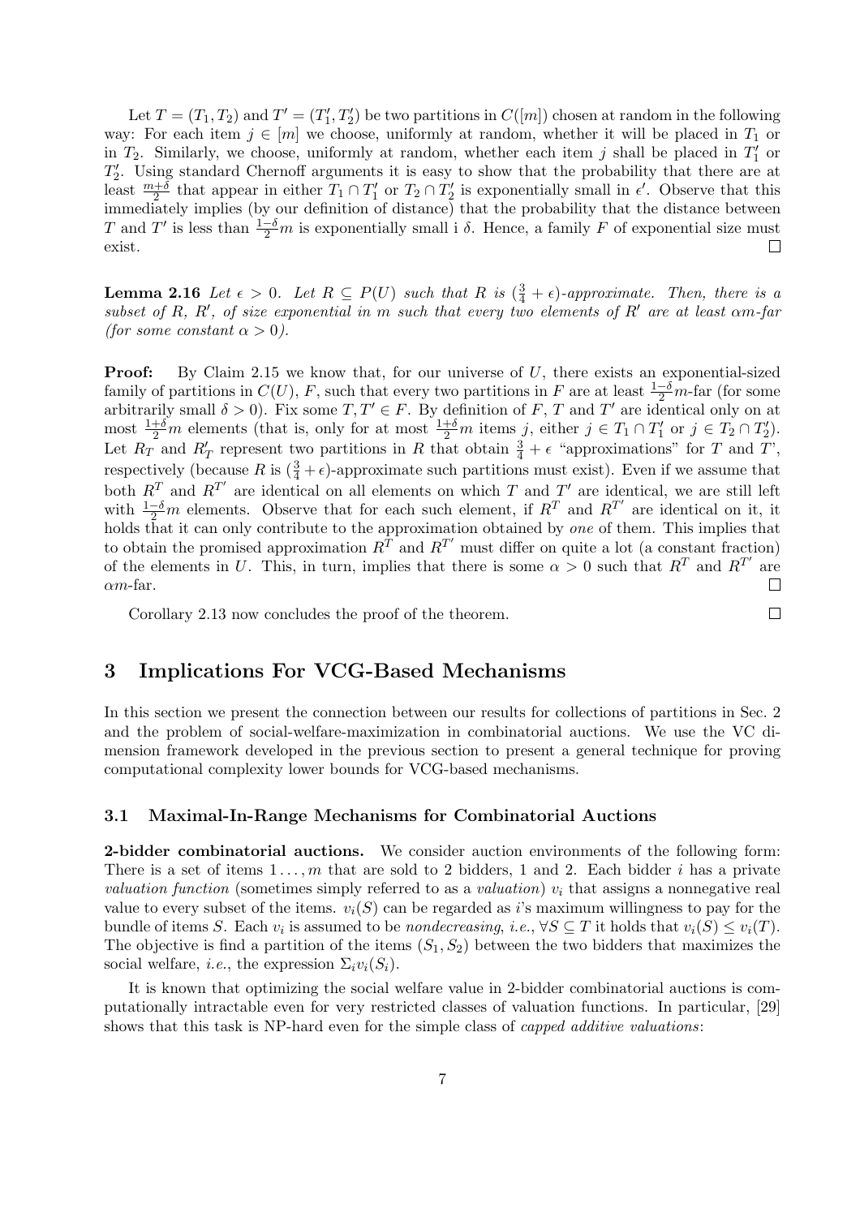Let $T = (T_1, T_2)$ and $T' = (T'_1, T'_2)$ be two partitions in $C([m])$ chosen at random in the following way: For each item $j \in [m]$ we choose, uniformly at random, whether it will be placed in $T_1$ or in $T_2$. Similarly, we choose, uniformly at random, whether each item $j$ shall be placed in $T'_1$ or $T'_2$. Using standard Chernoff arguments it is easy to show that the probability that there are at least $\frac{m+\delta}{2}$ that appear in either $T_1 \cap T'_1$ or $T_2 \cap T'_2$ is exponentially small in $\epsilon'$. Observe that this immediately implies (by our definition of distance) that the probability that the distance between $T$ and $T'$ is less than $\frac{1-\delta}{2}m$ is exponentially small i $\delta$. Hence, a family $F$ of exponential size must exist. □

**Lemma 2.16** *Let $\epsilon > 0$. Let $R \subseteq P(U)$ such that $R$ is $(\frac{3}{4} + \epsilon)$-approximate. Then, there is a subset of $R$, $R'$, of size exponential in $m$ such that every two elements of $R'$ are at least $\alpha m$-far (for some constant $\alpha > 0$).*

**Proof:** By Claim 2.15 we know that, for our universe of $U$, there exists an exponential-sized family of partitions in $C(U)$, $F$, such that every two partitions in $F$ are at least $\frac{1-\delta}{2}m$-far (for some arbitrarily small $\delta > 0$). Fix some $T, T' \in F$. By definition of $F$, $T$ and $T'$ are identical only on at most $\frac{1+\delta}{2}m$ elements (that is, only for at most $\frac{1+\delta}{2}m$ items $j$, either $j \in T_1 \cap T'_1$ or $j \in T_2 \cap T'_2$). Let $R_T$ and $R'_T$ represent two partitions in $R$ that obtain $\frac{3}{4} + \epsilon$ "approximations" for $T$ and $T$', respectively (because $R$ is $(\frac{3}{4} + \epsilon)$-approximate such partitions must exist). Even if we assume that both $R^T$ and $R^{T'}$ are identical on all elements on which $T$ and $T'$ are identical, we are still left with $\frac{1-\delta}{2}m$ elements. Observe that for each such element, if $R^T$ and $R^{T'}$ are identical on it, it holds that it can only contribute to the approximation obtained by *one* of them. This implies that to obtain the promised approximation $R^T$ and $R^{T'}$ must differ on quite a lot (a constant fraction) of the elements in $U$. This, in turn, implies that there is some $\alpha > 0$ such that $R^T$ and $R^{T'}$ are $\alpha m$-far. □

Corollary 2.13 now concludes the proof of the theorem. □

## 3 Implications For VCG-Based Mechanisms

In this section we present the connection between our results for collections of partitions in Sec. 2 and the problem of social-welfare-maximization in combinatorial auctions. We use the VC dimension framework developed in the previous section to present a general technique for proving computational complexity lower bounds for VCG-based mechanisms.

### 3.1 Maximal-In-Range Mechanisms for Combinatorial Auctions

**2-bidder combinatorial auctions.** We consider auction environments of the following form: There is a set of items $1 \ldots, m$ that are sold to 2 bidders, 1 and 2. Each bidder $i$ has a private *valuation function* (sometimes simply referred to as a *valuation*) $v_i$ that assigns a nonnegative real value to every subset of the items. $v_i(S)$ can be regarded as $i$'s maximum willingness to pay for the bundle of items $S$. Each $v_i$ is assumed to be *nondecreasing*, *i.e.*, $\forall S \subseteq T$ it holds that $v_i(S) \leq v_i(T)$. The objective is find a partition of the items $(S_1, S_2)$ between the two bidders that maximizes the social welfare, *i.e.*, the expression $\Sigma_i v_i(S_i)$.

It is known that optimizing the social welfare value in 2-bidder combinatorial auctions is computationally intractable even for very restricted classes of valuation functions. In particular, [29] shows that this task is NP-hard even for the simple class of *capped additive valuations*: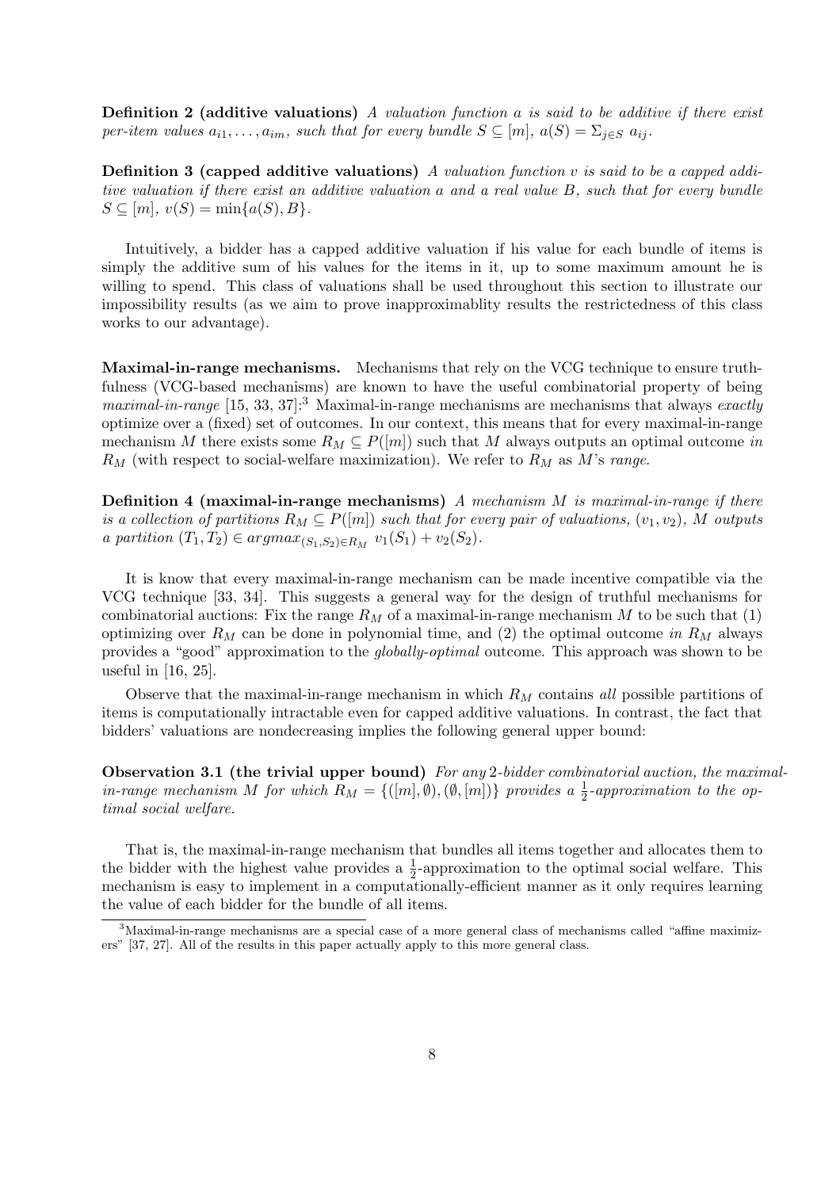**Definition 2 (additive valuations)** *A valuation function $a$ is said to be additive if there exist per-item values $a_{i1}, \ldots, a_{im}$, such that for every bundle $S \subseteq [m]$, $a(S) = \Sigma_{j \in S}\ a_{ij}$.*

**Definition 3 (capped additive valuations)** *A valuation function $v$ is said to be a capped additive valuation if there exist an additive valuation $a$ and a real value $B$, such that for every bundle $S \subseteq [m]$, $v(S) = \min\{a(S), B\}$.*

Intuitively, a bidder has a capped additive valuation if his value for each bundle of items is simply the additive sum of his values for the items in it, up to some maximum amount he is willing to spend. This class of valuations shall be used throughout this section to illustrate our impossibility results (as we aim to prove inapproximablity results the restrictedness of this class works to our advantage).

**Maximal-in-range mechanisms.** Mechanisms that rely on the VCG technique to ensure truthfulness (VCG-based mechanisms) are known to have the useful combinatorial property of being *maximal-in-range* [15, 33, 37]:[3] Maximal-in-range mechanisms are mechanisms that always *exactly* optimize over a (fixed) set of outcomes. In our context, this means that for every maximal-in-range mechanism $M$ there exists some $R_M \subseteq P([m])$ such that $M$ always outputs an optimal outcome *in* $R_M$ (with respect to social-welfare maximization). We refer to $R_M$ as $M$'s *range*.

**Definition 4 (maximal-in-range mechanisms)** *A mechanism $M$ is maximal-in-range if there is a collection of partitions $R_M \subseteq P([m])$ such that for every pair of valuations, $(v_1, v_2)$, $M$ outputs a partition $(T_1, T_2) \in argmax_{(S_1,S_2)\in R_M}\ v_1(S_1) + v_2(S_2)$.*

It is know that every maximal-in-range mechanism can be made incentive compatible via the VCG technique [33, 34]. This suggests a general way for the design of truthful mechanisms for combinatorial auctions: Fix the range $R_M$ of a maximal-in-range mechanism $M$ to be such that (1) optimizing over $R_M$ can be done in polynomial time, and (2) the optimal outcome *in* $R_M$ always provides a "good" approximation to the *globally-optimal* outcome. This approach was shown to be useful in [16, 25].

Observe that the maximal-in-range mechanism in which $R_M$ contains *all* possible partitions of items is computationally intractable even for capped additive valuations. In contrast, the fact that bidders' valuations are nondecreasing implies the following general upper bound:

**Observation 3.1 (the trivial upper bound)** *For any 2-bidder combinatorial auction, the maximal-in-range mechanism $M$ for which $R_M = \{([m], \emptyset), (\emptyset, [m])\}$ provides a $\frac{1}{2}$-approximation to the optimal social welfare.*

That is, the maximal-in-range mechanism that bundles all items together and allocates them to the bidder with the highest value provides a $\frac{1}{2}$-approximation to the optimal social welfare. This mechanism is easy to implement in a computationally-efficient manner as it only requires learning the value of each bidder for the bundle of all items.

[3] Maximal-in-range mechanisms are a special case of a more general class of mechanisms called "affine maximizers" [37, 27]. All of the results in this paper actually apply to this more general class.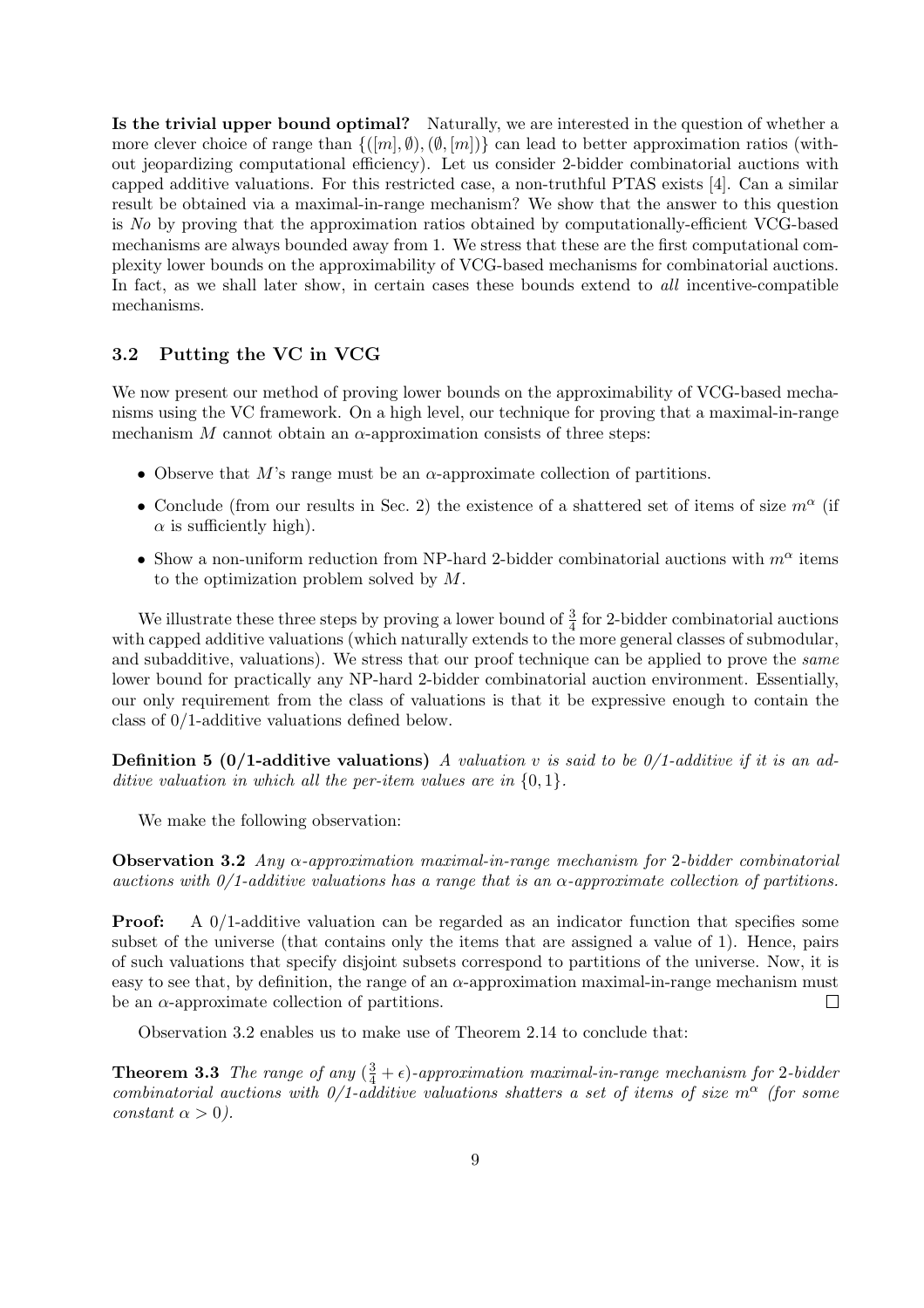**Is the trivial upper bound optimal?** Naturally, we are interested in the question of whether a more clever choice of range than $\{([m], \emptyset), (\emptyset, [m])\}$ can lead to better approximation ratios (without jeopardizing computational efficiency). Let us consider 2-bidder combinatorial auctions with capped additive valuations. For this restricted case, a non-truthful PTAS exists [4]. Can a similar result be obtained via a maximal-in-range mechanism? We show that the answer to this question is *No* by proving that the approximation ratios obtained by computationally-efficient VCG-based mechanisms are always bounded away from 1. We stress that these are the first computational complexity lower bounds on the approximability of VCG-based mechanisms for combinatorial auctions. In fact, as we shall later show, in certain cases these bounds extend to *all* incentive-compatible mechanisms.

### 3.2 Putting the VC in VCG

We now present our method of proving lower bounds on the approximability of VCG-based mechanisms using the VC framework. On a high level, our technique for proving that a maximal-in-range mechanism $M$ cannot obtain an $\alpha$-approximation consists of three steps:

- Observe that $M$'s range must be an $\alpha$-approximate collection of partitions.
- Conclude (from our results in Sec. 2) the existence of a shattered set of items of size $m^\alpha$ (if $\alpha$ is sufficiently high).
- Show a non-uniform reduction from NP-hard 2-bidder combinatorial auctions with $m^\alpha$ items to the optimization problem solved by $M$.

We illustrate these three steps by proving a lower bound of $\frac{3}{4}$ for 2-bidder combinatorial auctions with capped additive valuations (which naturally extends to the more general classes of submodular, and subadditive, valuations). We stress that our proof technique can be applied to prove the *same* lower bound for practically any NP-hard 2-bidder combinatorial auction environment. Essentially, our only requirement from the class of valuations is that it be expressive enough to contain the class of 0/1-additive valuations defined below.

**Definition 5 (0/1-additive valuations)** *A valuation $v$ is said to be 0/1-additive if it is an additive valuation in which all the per-item values are in $\{0, 1\}$.*

We make the following observation:

**Observation 3.2** *Any $\alpha$-approximation maximal-in-range mechanism for 2-bidder combinatorial auctions with 0/1-additive valuations has a range that is an $\alpha$-approximate collection of partitions.*

**Proof:** A 0/1-additive valuation can be regarded as an indicator function that specifies some subset of the universe (that contains only the items that are assigned a value of 1). Hence, pairs of such valuations that specify disjoint subsets correspond to partitions of the universe. Now, it is easy to see that, by definition, the range of an $\alpha$-approximation maximal-in-range mechanism must be an $\alpha$-approximate collection of partitions. □

Observation 3.2 enables us to make use of Theorem 2.14 to conclude that:

**Theorem 3.3** *The range of any $(\frac{3}{4} + \epsilon)$-approximation maximal-in-range mechanism for 2-bidder combinatorial auctions with 0/1-additive valuations shatters a set of items of size $m^\alpha$ (for some constant $\alpha > 0$).*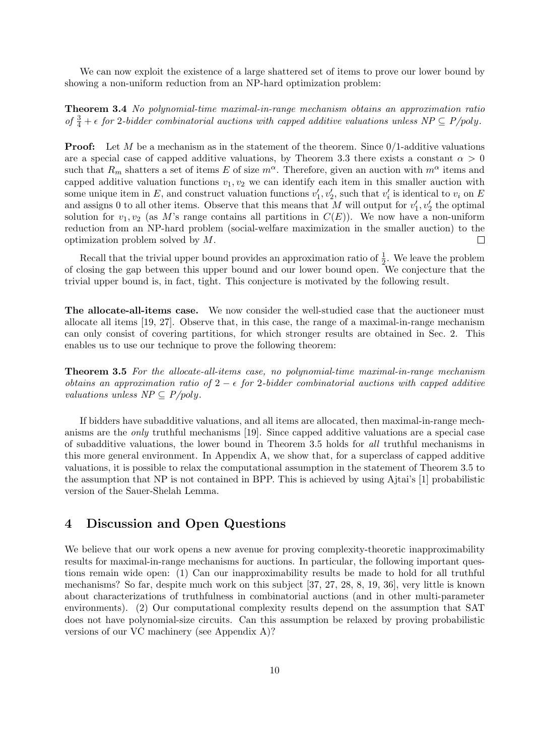We can now exploit the existence of a large shattered set of items to prove our lower bound by showing a non-uniform reduction from an NP-hard optimization problem:

**Theorem 3.4** *No polynomial-time maximal-in-range mechanism obtains an approximation ratio of $\frac{3}{4} + \epsilon$ for 2-bidder combinatorial auctions with capped additive valuations unless NP $\subseteq$ P/poly.*

**Proof:** Let $M$ be a mechanism as in the statement of the theorem. Since 0/1-additive valuations are a special case of capped additive valuations, by Theorem 3.3 there exists a constant $\alpha > 0$ such that $R_m$ shatters a set of items $E$ of size $m^\alpha$. Therefore, given an auction with $m^\alpha$ items and capped additive valuation functions $v_1, v_2$ we can identify each item in this smaller auction with some unique item in $E$, and construct valuation functions $v_1', v_2'$, such that $v_i'$ is identical to $v_i$ on $E$ and assigns 0 to all other items. Observe that this means that $M$ will output for $v_1', v_2'$ the optimal solution for $v_1, v_2$ (as $M$'s range contains all partitions in $C(E)$). We now have a non-uniform reduction from an NP-hard problem (social-welfare maximization in the smaller auction) to the optimization problem solved by $M$. $\square$

Recall that the trivial upper bound provides an approximation ratio of $\frac{1}{2}$. We leave the problem of closing the gap between this upper bound and our lower bound open. We conjecture that the trivial upper bound is, in fact, tight. This conjecture is motivated by the following result.

**The allocate-all-items case.** We now consider the well-studied case that the auctioneer must allocate all items [19, 27]. Observe that, in this case, the range of a maximal-in-range mechanism can only consist of covering partitions, for which stronger results are obtained in Sec. 2. This enables us to use our technique to prove the following theorem:

**Theorem 3.5** *For the allocate-all-items case, no polynomial-time maximal-in-range mechanism obtains an approximation ratio of $2 - \epsilon$ for 2-bidder combinatorial auctions with capped additive valuations unless NP $\subseteq$ P/poly.*

If bidders have subadditive valuations, and all items are allocated, then maximal-in-range mechanisms are the *only* truthful mechanisms [19]. Since capped additive valuations are a special case of subadditive valuations, the lower bound in Theorem 3.5 holds for *all* truthful mechanisms in this more general environment. In Appendix A, we show that, for a superclass of capped additive valuations, it is possible to relax the computational assumption in the statement of Theorem 3.5 to the assumption that NP is not contained in BPP. This is achieved by using Ajtai's [1] probabilistic version of the Sauer-Shelah Lemma.

## 4 Discussion and Open Questions

We believe that our work opens a new avenue for proving complexity-theoretic inapproximability results for maximal-in-range mechanisms for auctions. In particular, the following important questions remain wide open: (1) Can our inapproximability results be made to hold for all truthful mechanisms? So far, despite much work on this subject [37, 27, 28, 8, 19, 36], very little is known about characterizations of truthfulness in combinatorial auctions (and in other multi-parameter environments). (2) Our computational complexity results depend on the assumption that SAT does not have polynomial-size circuits. Can this assumption be relaxed by proving probabilistic versions of our VC machinery (see Appendix A)?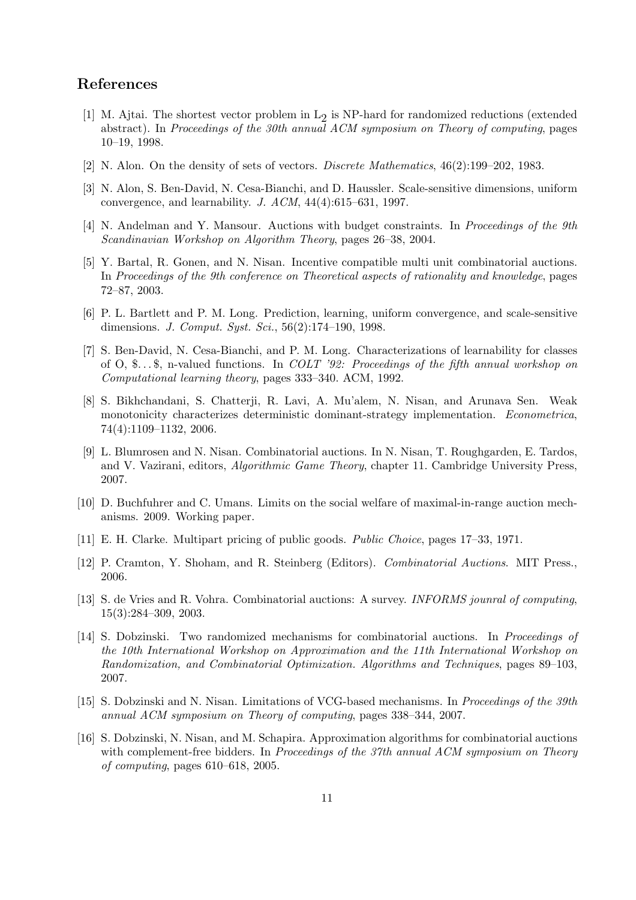## References

[1] M. Ajtai. The shortest vector problem in $L_2$ is NP-hard for randomized reductions (extended abstract). In *Proceedings of the 30th annual ACM symposium on Theory of computing*, pages 10–19, 1998.

[2] N. Alon. On the density of sets of vectors. *Discrete Mathematics*, 46(2):199–202, 1983.

[3] N. Alon, S. Ben-David, N. Cesa-Bianchi, and D. Haussler. Scale-sensitive dimensions, uniform convergence, and learnability. *J. ACM*, 44(4):615–631, 1997.

[4] N. Andelman and Y. Mansour. Auctions with budget constraints. In *Proceedings of the 9th Scandinavian Workshop on Algorithm Theory*, pages 26–38, 2004.

[5] Y. Bartal, R. Gonen, and N. Nisan. Incentive compatible multi unit combinatorial auctions. In *Proceedings of the 9th conference on Theoretical aspects of rationality and knowledge*, pages 72–87, 2003.

[6] P. L. Bartlett and P. M. Long. Prediction, learning, uniform convergence, and scale-sensitive dimensions. *J. Comput. Syst. Sci.*, 56(2):174–190, 1998.

[7] S. Ben-David, N. Cesa-Bianchi, and P. M. Long. Characterizations of learnability for classes of O, \$. . . \$, n-valued functions. In *COLT '92: Proceedings of the fifth annual workshop on Computational learning theory*, pages 333–340. ACM, 1992.

[8] S. Bikhchandani, S. Chatterji, R. Lavi, A. Mu'alem, N. Nisan, and Arunava Sen. Weak monotonicity characterizes deterministic dominant-strategy implementation. *Econometrica*, 74(4):1109–1132, 2006.

[9] L. Blumrosen and N. Nisan. Combinatorial auctions. In N. Nisan, T. Roughgarden, E. Tardos, and V. Vazirani, editors, *Algorithmic Game Theory*, chapter 11. Cambridge University Press, 2007.

[10] D. Buchfuhrer and C. Umans. Limits on the social welfare of maximal-in-range auction mechanisms. 2009. Working paper.

[11] E. H. Clarke. Multipart pricing of public goods. *Public Choice*, pages 17–33, 1971.

[12] P. Cramton, Y. Shoham, and R. Steinberg (Editors). *Combinatorial Auctions*. MIT Press., 2006.

[13] S. de Vries and R. Vohra. Combinatorial auctions: A survey. *INFORMS jounral of computing*, 15(3):284–309, 2003.

[14] S. Dobzinski. Two randomized mechanisms for combinatorial auctions. In *Proceedings of the 10th International Workshop on Approximation and the 11th International Workshop on Randomization, and Combinatorial Optimization. Algorithms and Techniques*, pages 89–103, 2007.

[15] S. Dobzinski and N. Nisan. Limitations of VCG-based mechanisms. In *Proceedings of the 39th annual ACM symposium on Theory of computing*, pages 338–344, 2007.

[16] S. Dobzinski, N. Nisan, and M. Schapira. Approximation algorithms for combinatorial auctions with complement-free bidders. In *Proceedings of the 37th annual ACM symposium on Theory of computing*, pages 610–618, 2005.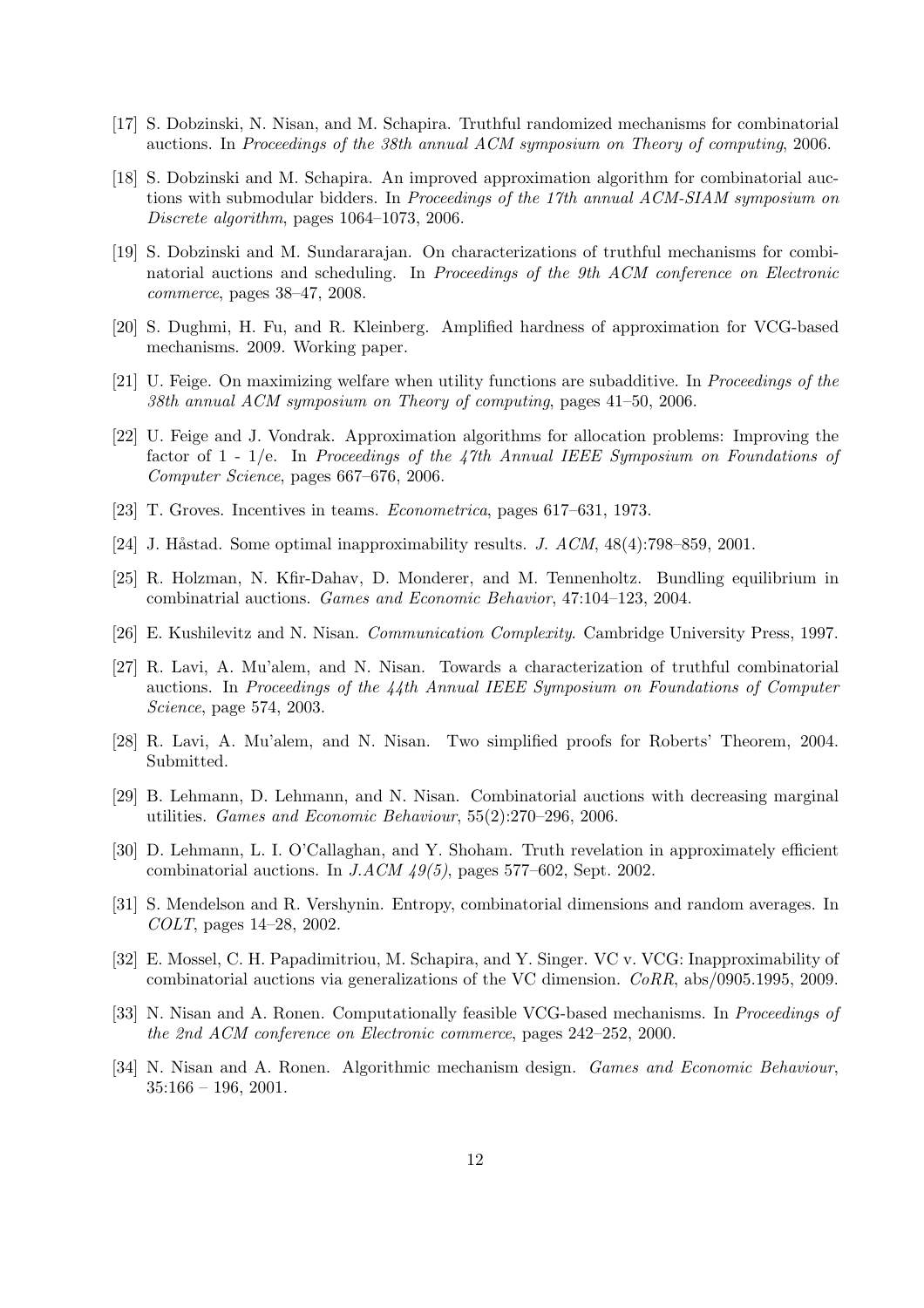[17] S. Dobzinski, N. Nisan, and M. Schapira. Truthful randomized mechanisms for combinatorial auctions. In *Proceedings of the 38th annual ACM symposium on Theory of computing*, 2006.

[18] S. Dobzinski and M. Schapira. An improved approximation algorithm for combinatorial auctions with submodular bidders. In *Proceedings of the 17th annual ACM-SIAM symposium on Discrete algorithm*, pages 1064–1073, 2006.

[19] S. Dobzinski and M. Sundararajan. On characterizations of truthful mechanisms for combinatorial auctions and scheduling. In *Proceedings of the 9th ACM conference on Electronic commerce*, pages 38–47, 2008.

[20] S. Dughmi, H. Fu, and R. Kleinberg. Amplified hardness of approximation for VCG-based mechanisms. 2009. Working paper.

[21] U. Feige. On maximizing welfare when utility functions are subadditive. In *Proceedings of the 38th annual ACM symposium on Theory of computing*, pages 41–50, 2006.

[22] U. Feige and J. Vondrak. Approximation algorithms for allocation problems: Improving the factor of 1 - 1/e. In *Proceedings of the 47th Annual IEEE Symposium on Foundations of Computer Science*, pages 667–676, 2006.

[23] T. Groves. Incentives in teams. *Econometrica*, pages 617–631, 1973.

[24] J. Håstad. Some optimal inapproximability results. *J. ACM*, 48(4):798–859, 2001.

[25] R. Holzman, N. Kfir-Dahav, D. Monderer, and M. Tennenholtz. Bundling equilibrium in combinatrial auctions. *Games and Economic Behavior*, 47:104–123, 2004.

[26] E. Kushilevitz and N. Nisan. *Communication Complexity*. Cambridge University Press, 1997.

[27] R. Lavi, A. Mu'alem, and N. Nisan. Towards a characterization of truthful combinatorial auctions. In *Proceedings of the 44th Annual IEEE Symposium on Foundations of Computer Science*, page 574, 2003.

[28] R. Lavi, A. Mu'alem, and N. Nisan. Two simplified proofs for Roberts' Theorem, 2004. Submitted.

[29] B. Lehmann, D. Lehmann, and N. Nisan. Combinatorial auctions with decreasing marginal utilities. *Games and Economic Behaviour*, 55(2):270–296, 2006.

[30] D. Lehmann, L. I. O'Callaghan, and Y. Shoham. Truth revelation in approximately efficient combinatorial auctions. In *J.ACM 49(5)*, pages 577–602, Sept. 2002.

[31] S. Mendelson and R. Vershynin. Entropy, combinatorial dimensions and random averages. In *COLT*, pages 14–28, 2002.

[32] E. Mossel, C. H. Papadimitriou, M. Schapira, and Y. Singer. VC v. VCG: Inapproximability of combinatorial auctions via generalizations of the VC dimension. *CoRR*, abs/0905.1995, 2009.

[33] N. Nisan and A. Ronen. Computationally feasible VCG-based mechanisms. In *Proceedings of the 2nd ACM conference on Electronic commerce*, pages 242–252, 2000.

[34] N. Nisan and A. Ronen. Algorithmic mechanism design. *Games and Economic Behaviour*, 35:166 – 196, 2001.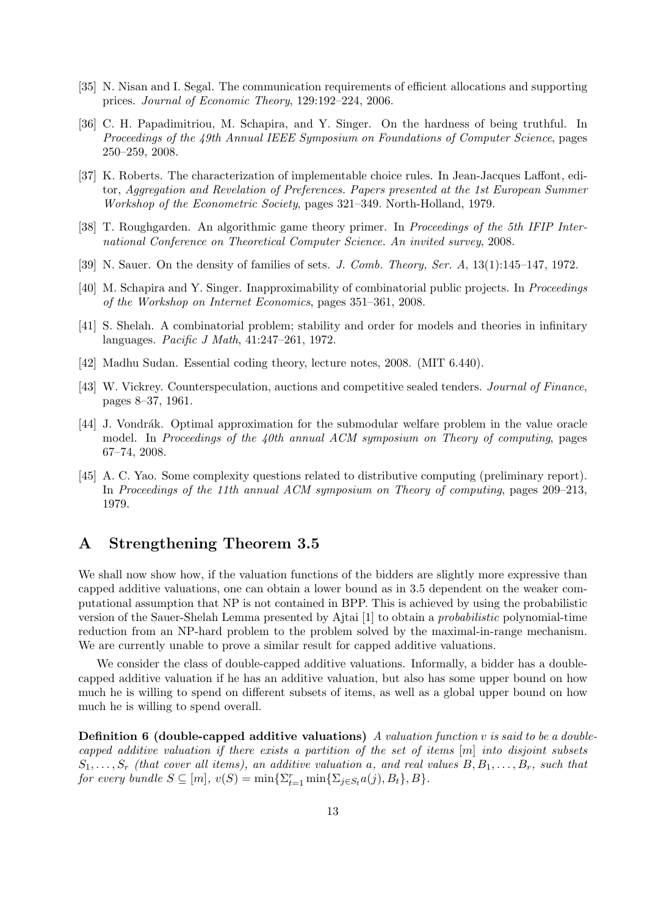[35] N. Nisan and I. Segal. The communication requirements of efficient allocations and supporting prices. *Journal of Economic Theory*, 129:192–224, 2006.

[36] C. H. Papadimitriou, M. Schapira, and Y. Singer. On the hardness of being truthful. In *Proceedings of the 49th Annual IEEE Symposium on Foundations of Computer Science*, pages 250–259, 2008.

[37] K. Roberts. The characterization of implementable choice rules. In Jean-Jacques Laffont, editor, *Aggregation and Revelation of Preferences. Papers presented at the 1st European Summer Workshop of the Econometric Society*, pages 321–349. North-Holland, 1979.

[38] T. Roughgarden. An algorithmic game theory primer. In *Proceedings of the 5th IFIP International Conference on Theoretical Computer Science. An invited survey*, 2008.

[39] N. Sauer. On the density of families of sets. *J. Comb. Theory, Ser. A*, 13(1):145–147, 1972.

[40] M. Schapira and Y. Singer. Inapproximability of combinatorial public projects. In *Proceedings of the Workshop on Internet Economics*, pages 351–361, 2008.

[41] S. Shelah. A combinatorial problem; stability and order for models and theories in infinitary languages. *Pacific J Math*, 41:247–261, 1972.

[42] Madhu Sudan. Essential coding theory, lecture notes, 2008. (MIT 6.440).

[43] W. Vickrey. Counterspeculation, auctions and competitive sealed tenders. *Journal of Finance*, pages 8–37, 1961.

[44] J. Vondrák. Optimal approximation for the submodular welfare problem in the value oracle model. In *Proceedings of the 40th annual ACM symposium on Theory of computing*, pages 67–74, 2008.

[45] A. C. Yao. Some complexity questions related to distributive computing (preliminary report). In *Proceedings of the 11th annual ACM symposium on Theory of computing*, pages 209–213, 1979.

# A Strengthening Theorem 3.5

We shall now show how, if the valuation functions of the bidders are slightly more expressive than capped additive valuations, one can obtain a lower bound as in 3.5 dependent on the weaker computational assumption that NP is not contained in BPP. This is achieved by using the probabilistic version of the Sauer-Shelah Lemma presented by Ajtai [1] to obtain a *probabilistic* polynomial-time reduction from an NP-hard problem to the problem solved by the maximal-in-range mechanism. We are currently unable to prove a similar result for capped additive valuations.

We consider the class of double-capped additive valuations. Informally, a bidder has a double-capped additive valuation if he has an additive valuation, but also has some upper bound on how much he is willing to spend on different subsets of items, as well as a global upper bound on how much he is willing to spend overall.

**Definition 6 (double-capped additive valuations)** *A valuation function $v$ is said to be a double-capped additive valuation if there exists a partition of the set of items $[m]$ into disjoint subsets $S_1, \ldots, S_r$ (that cover all items), an additive valuation $a$, and real values $B, B_1, \ldots, B_r$, such that for every bundle $S \subseteq [m]$, $v(S) = \min\{\Sigma_{t=1}^{r} \min\{\Sigma_{j \in S_t} a(j), B_t\}, B\}$.*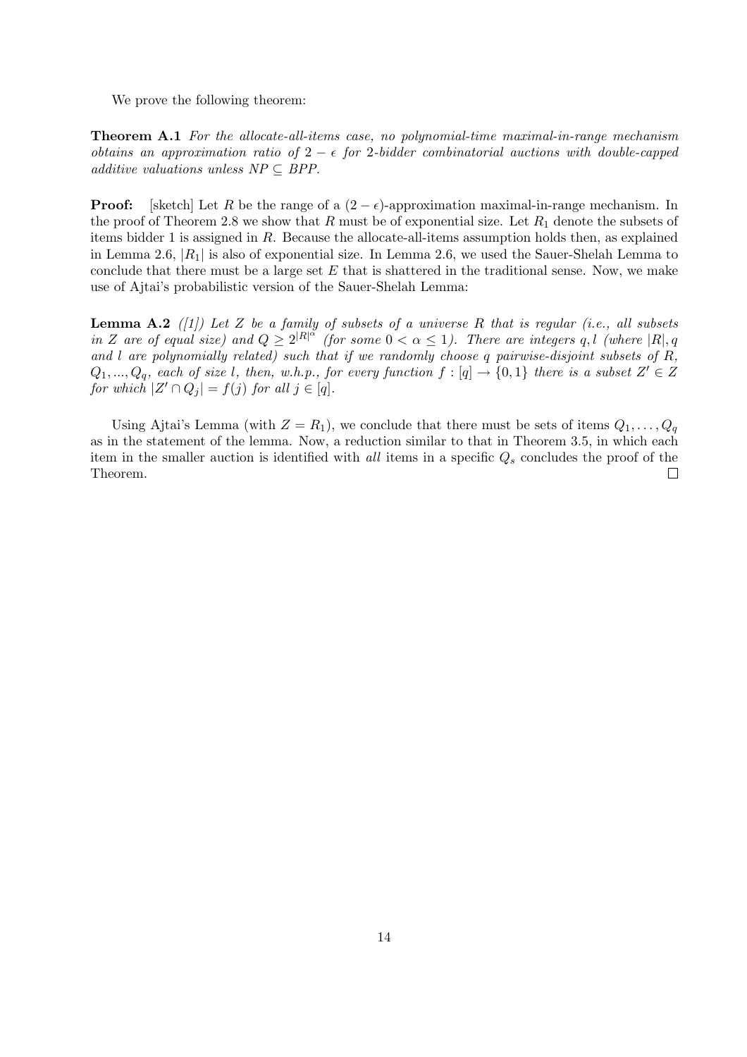We prove the following theorem:

**Theorem A.1** *For the allocate-all-items case, no polynomial-time maximal-in-range mechanism obtains an approximation ratio of $2 - \epsilon$ for 2-bidder combinatorial auctions with double-capped additive valuations unless $NP \subseteq BPP$.*

**Proof:** [sketch] Let $R$ be the range of a $(2-\epsilon)$-approximation maximal-in-range mechanism. In the proof of Theorem 2.8 we show that $R$ must be of exponential size. Let $R_1$ denote the subsets of items bidder 1 is assigned in $R$. Because the allocate-all-items assumption holds then, as explained in Lemma 2.6, $|R_1|$ is also of exponential size. In Lemma 2.6, we used the Sauer-Shelah Lemma to conclude that there must be a large set $E$ that is shattered in the traditional sense. Now, we make use of Ajtai's probabilistic version of the Sauer-Shelah Lemma:

**Lemma A.2** *([1]) Let $Z$ be a family of subsets of a universe $R$ that is regular (i.e., all subsets in $Z$ are of equal size) and $Q \geq 2^{|R|^{\alpha}}$ (for some $0 < \alpha \leq 1$). There are integers $q, l$ (where $|R|, q$ and $l$ are polynomially related) such that if we randomly choose $q$ pairwise-disjoint subsets of $R$, $Q_1, ..., Q_q$, each of size $l$, then, w.h.p., for every function $f : [q] \to \{0, 1\}$ there is a subset $Z' \in Z$ for which $|Z' \cap Q_j| = f(j)$ for all $j \in [q]$.*

Using Ajtai's Lemma (with $Z = R_1$), we conclude that there must be sets of items $Q_1, \ldots, Q_q$ as in the statement of the lemma. Now, a reduction similar to that in Theorem 3.5, in which each item in the smaller auction is identified with *all* items in a specific $Q_s$ concludes the proof of the Theorem. $\square$